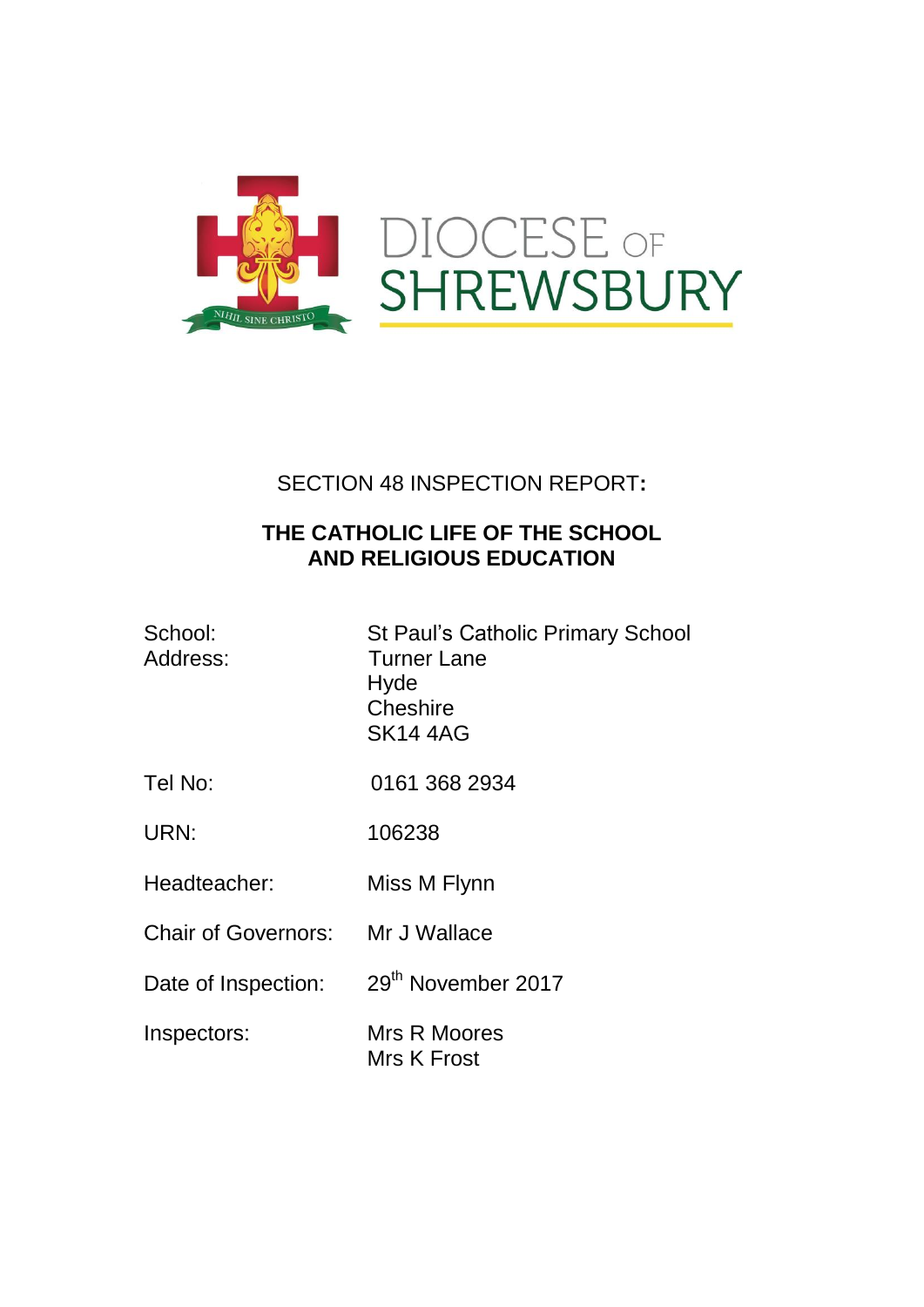DIOCESE OF SHREWSBURY

NIHIL SINE CHRISTO

SECTION 48 INSPECTION REPORT**:**

**THE CATHOLIC LIFE OF THE SCHOOL AND RELIGIOUS EDUCATION**

| | |
|---|---|
| School: | St Paul's Catholic Primary School |
| Address: | Turner Lane<br>Hyde<br>Cheshire<br>SK14 4AG |
| Tel No: | 0161 368 2934 |
| URN: | 106238 |
| Headteacher: | Miss M Flynn |
| Chair of Governors: | Mr J Wallace |
| Date of Inspection: | 29th November 2017 |
| Inspectors: | Mrs R Moores<br>Mrs K Frost |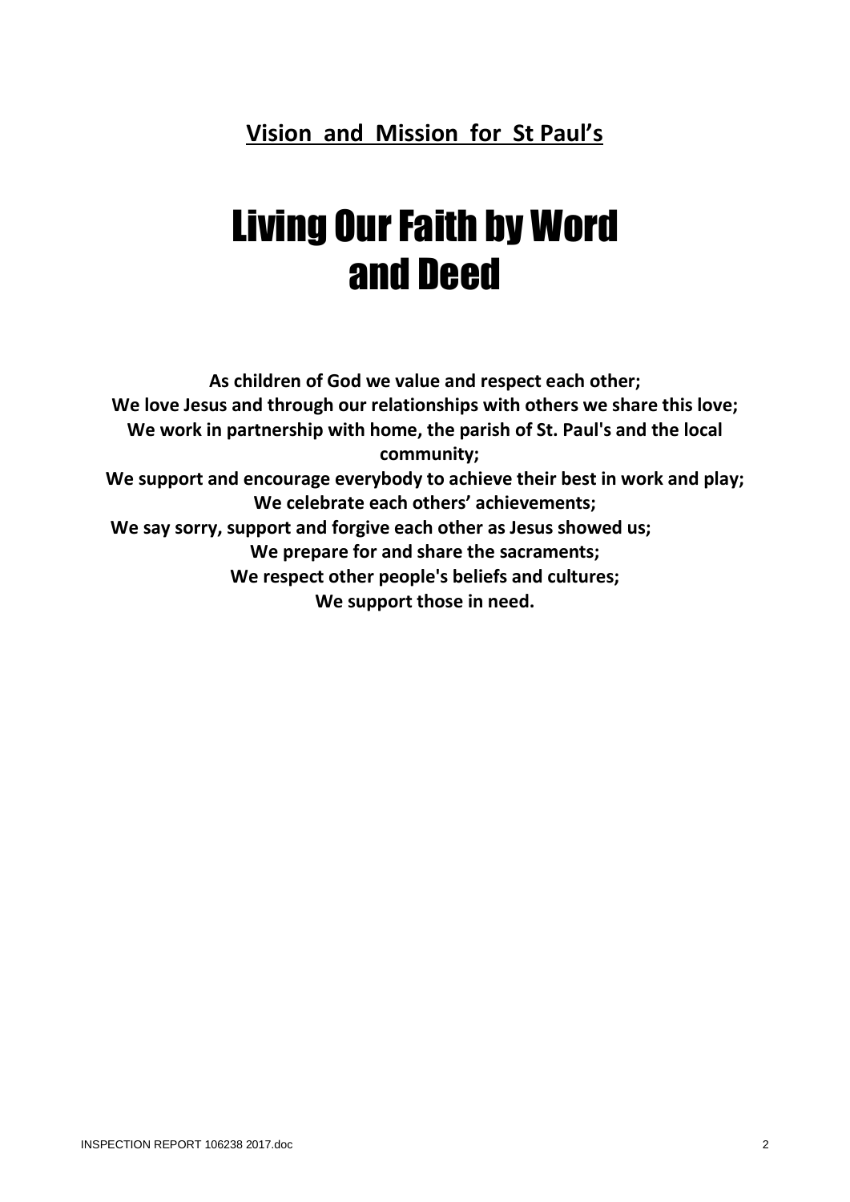## Vision and Mission for St Paul's

# Living Our Faith by Word and Deed

**As children of God we value and respect each other;**
**We love Jesus and through our relationships with others we share this love;**
**We work in partnership with home, the parish of St. Paul's and the local community;**
**We support and encourage everybody to achieve their best in work and play;**
**We celebrate each others' achievements;**
**We say sorry, support and forgive each other as Jesus showed us;**
**We prepare for and share the sacraments;**
**We respect other people's beliefs and cultures;**
**We support those in need.**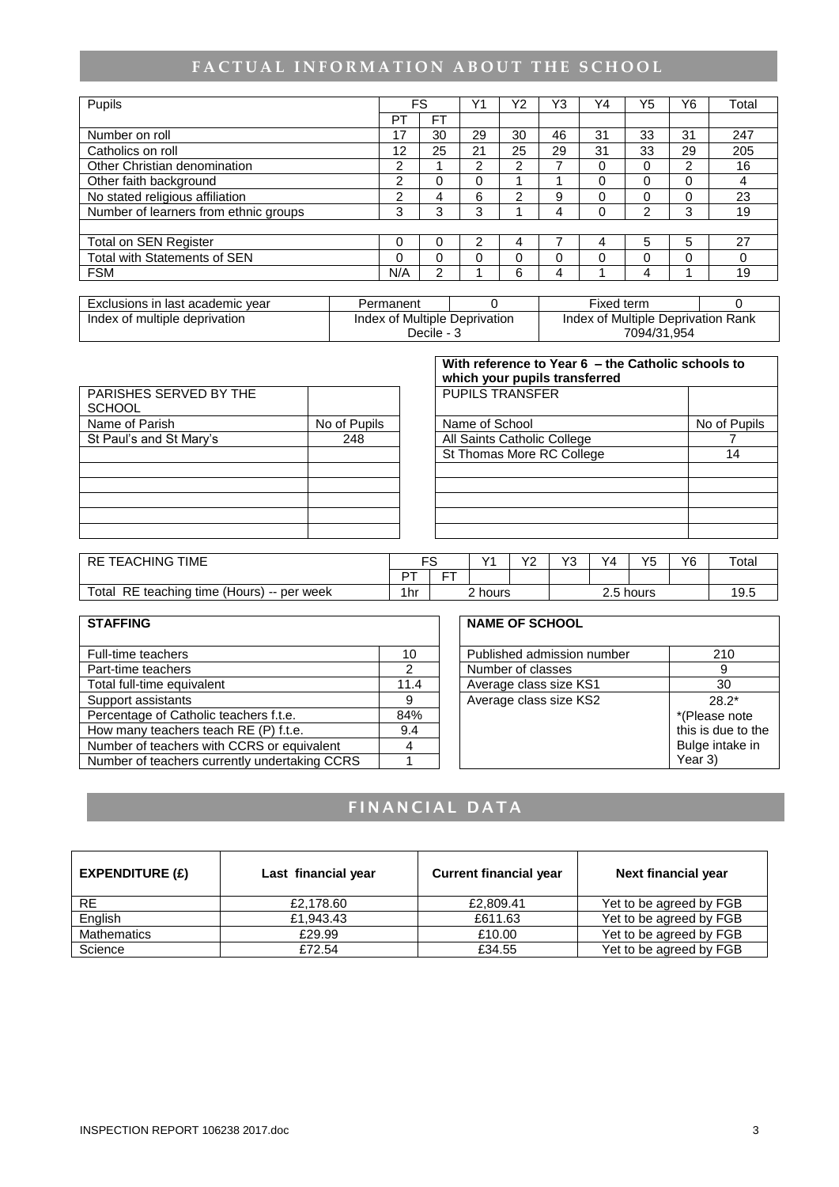## FACTUAL INFORMATION ABOUT THE SCHOOL

| Pupils | FS | | Y1 | Y2 | Y3 | Y4 | Y5 | Y6 | Total |
|---|---|---|---|---|---|---|---|---|---|
| | PT | FT | | | | | | | |
| Number on roll | 17 | 30 | 29 | 30 | 46 | 31 | 33 | 31 | 247 |
| Catholics on roll | 12 | 25 | 21 | 25 | 29 | 31 | 33 | 29 | 205 |
| Other Christian denomination | 2 | 1 | 2 | 2 | 7 | 0 | 0 | 2 | 16 |
| Other faith background | 2 | 0 | 0 | 1 | 1 | 0 | 0 | 0 | 4 |
| No stated religious affiliation | 2 | 4 | 6 | 2 | 9 | 0 | 0 | 0 | 23 |
| Number of learners from ethnic groups | 3 | 3 | 3 | 1 | 4 | 0 | 2 | 3 | 19 |
| | | | | | | | | | |
| Total on SEN Register | 0 | 0 | 2 | 4 | 7 | 4 | 5 | 5 | 27 |
| Total with Statements of SEN | 0 | 0 | 0 | 0 | 0 | 0 | 0 | 0 | 0 |
| FSM | N/A | 2 | 1 | 6 | 4 | 1 | 4 | 1 | 19 |

| Exclusions in last academic year | Permanent | 0 | Fixed term | 0 |
|---|---|---|---|---|
| Index of multiple deprivation | Index of Multiple Deprivation Decile - 3 | | Index of Multiple Deprivation Rank 7094/31,954 | |

| PARISHES SERVED BY THE SCHOOL | |
|---|---|
| Name of Parish | No of Pupils |
| St Paul's and St Mary's | 248 |

| With reference to Year 6 – the Catholic schools to which your pupils transferred | |
|---|---|
| PUPILS TRANSFER | |
| Name of School | No of Pupils |
| All Saints Catholic College | 7 |
| St Thomas More RC College | 14 |

| RE TEACHING TIME | FS | | Y1 | Y2 | Y3 | Y4 | Y5 | Y6 | Total |
|---|---|---|---|---|---|---|---|---|---|
| | PT | FT | | | | | | | |
| Total RE teaching time (Hours) -- per week | 1hr | 2 hours | | | 2.5 hours | | | | 19.5 |

| STAFFING | |
|---|---|
| Full-time teachers | 10 |
| Part-time teachers | 2 |
| Total full-time equivalent | 11.4 |
| Support assistants | 9 |
| Percentage of Catholic teachers f.t.e. | 84% |
| How many teachers teach RE (P) f.t.e. | 9.4 |
| Number of teachers with CCRS or equivalent | 4 |
| Number of teachers currently undertaking CCRS | 1 |

| NAME OF SCHOOL | |
|---|---|
| Published admission number | 210 |
| Number of classes | 9 |
| Average class size KS1 | 30 |
| Average class size KS2 | 28.2* *(Please note this is due to the Bulge intake in Year 3) |

## FINANCIAL DATA

| EXPENDITURE (£) | Last financial year | Current financial year | Next financial year |
|---|---|---|---|
| RE | £2,178.60 | £2,809.41 | Yet to be agreed by FGB |
| English | £1,943.43 | £611.63 | Yet to be agreed by FGB |
| Mathematics | £29.99 | £10.00 | Yet to be agreed by FGB |
| Science | £72.54 | £34.55 | Yet to be agreed by FGB |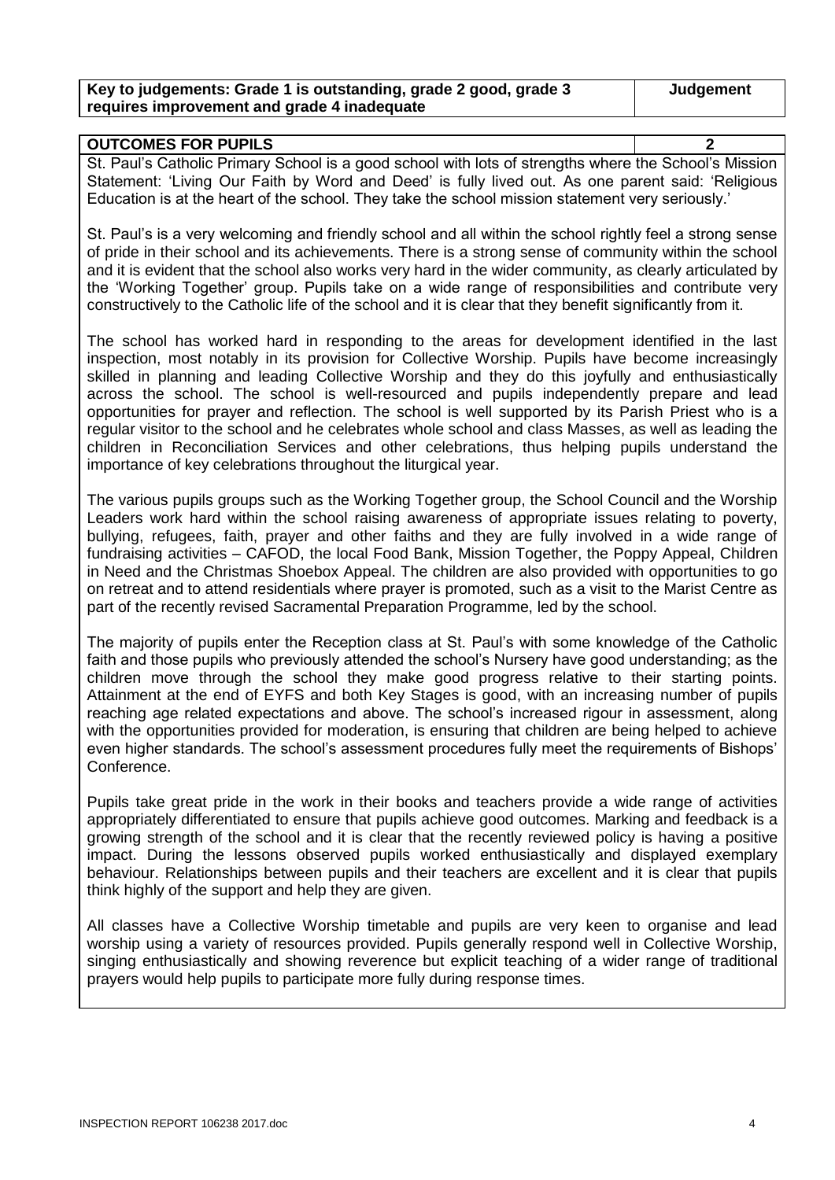| Key to judgements: Grade 1 is outstanding, grade 2 good, grade 3 requires improvement and grade 4 inadequate | Judgement |
|---|---|

| OUTCOMES FOR PUPILS | 2 |
|---|---|

St. Paul's Catholic Primary School is a good school with lots of strengths where the School's Mission Statement: 'Living Our Faith by Word and Deed' is fully lived out. As one parent said: 'Religious Education is at the heart of the school. They take the school mission statement very seriously.'

St. Paul's is a very welcoming and friendly school and all within the school rightly feel a strong sense of pride in their school and its achievements. There is a strong sense of community within the school and it is evident that the school also works very hard in the wider community, as clearly articulated by the 'Working Together' group. Pupils take on a wide range of responsibilities and contribute very constructively to the Catholic life of the school and it is clear that they benefit significantly from it.

The school has worked hard in responding to the areas for development identified in the last inspection, most notably in its provision for Collective Worship. Pupils have become increasingly skilled in planning and leading Collective Worship and they do this joyfully and enthusiastically across the school. The school is well-resourced and pupils independently prepare and lead opportunities for prayer and reflection. The school is well supported by its Parish Priest who is a regular visitor to the school and he celebrates whole school and class Masses, as well as leading the children in Reconciliation Services and other celebrations, thus helping pupils understand the importance of key celebrations throughout the liturgical year.

The various pupils groups such as the Working Together group, the School Council and the Worship Leaders work hard within the school raising awareness of appropriate issues relating to poverty, bullying, refugees, faith, prayer and other faiths and they are fully involved in a wide range of fundraising activities – CAFOD, the local Food Bank, Mission Together, the Poppy Appeal, Children in Need and the Christmas Shoebox Appeal. The children are also provided with opportunities to go on retreat and to attend residentials where prayer is promoted, such as a visit to the Marist Centre as part of the recently revised Sacramental Preparation Programme, led by the school.

The majority of pupils enter the Reception class at St. Paul's with some knowledge of the Catholic faith and those pupils who previously attended the school's Nursery have good understanding; as the children move through the school they make good progress relative to their starting points. Attainment at the end of EYFS and both Key Stages is good, with an increasing number of pupils reaching age related expectations and above. The school's increased rigour in assessment, along with the opportunities provided for moderation, is ensuring that children are being helped to achieve even higher standards. The school's assessment procedures fully meet the requirements of Bishops' Conference.

Pupils take great pride in the work in their books and teachers provide a wide range of activities appropriately differentiated to ensure that pupils achieve good outcomes. Marking and feedback is a growing strength of the school and it is clear that the recently reviewed policy is having a positive impact. During the lessons observed pupils worked enthusiastically and displayed exemplary behaviour. Relationships between pupils and their teachers are excellent and it is clear that pupils think highly of the support and help they are given.

All classes have a Collective Worship timetable and pupils are very keen to organise and lead worship using a variety of resources provided. Pupils generally respond well in Collective Worship, singing enthusiastically and showing reverence but explicit teaching of a wider range of traditional prayers would help pupils to participate more fully during response times.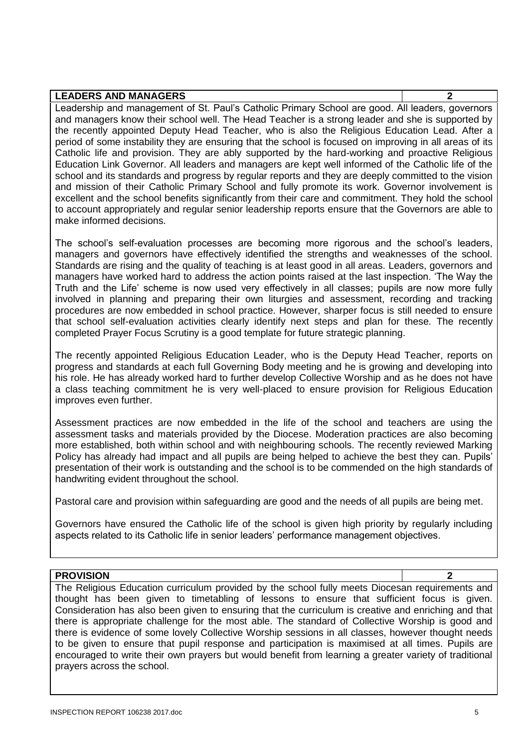| LEADERS AND MANAGERS | 2 |
| --- | --- |

Leadership and management of St. Paul's Catholic Primary School are good. All leaders, governors and managers know their school well. The Head Teacher is a strong leader and she is supported by the recently appointed Deputy Head Teacher, who is also the Religious Education Lead. After a period of some instability they are ensuring that the school is focused on improving in all areas of its Catholic life and provision. They are ably supported by the hard-working and proactive Religious Education Link Governor. All leaders and managers are kept well informed of the Catholic life of the school and its standards and progress by regular reports and they are deeply committed to the vision and mission of their Catholic Primary School and fully promote its work. Governor involvement is excellent and the school benefits significantly from their care and commitment. They hold the school to account appropriately and regular senior leadership reports ensure that the Governors are able to make informed decisions.

The school's self-evaluation processes are becoming more rigorous and the school's leaders, managers and governors have effectively identified the strengths and weaknesses of the school. Standards are rising and the quality of teaching is at least good in all areas. Leaders, governors and managers have worked hard to address the action points raised at the last inspection. 'The Way the Truth and the Life' scheme is now used very effectively in all classes; pupils are now more fully involved in planning and preparing their own liturgies and assessment, recording and tracking procedures are now embedded in school practice. However, sharper focus is still needed to ensure that school self-evaluation activities clearly identify next steps and plan for these. The recently completed Prayer Focus Scrutiny is a good template for future strategic planning.

The recently appointed Religious Education Leader, who is the Deputy Head Teacher, reports on progress and standards at each full Governing Body meeting and he is growing and developing into his role. He has already worked hard to further develop Collective Worship and as he does not have a class teaching commitment he is very well-placed to ensure provision for Religious Education improves even further.

Assessment practices are now embedded in the life of the school and teachers are using the assessment tasks and materials provided by the Diocese. Moderation practices are also becoming more established, both within school and with neighbouring schools. The recently reviewed Marking Policy has already had impact and all pupils are being helped to achieve the best they can. Pupils' presentation of their work is outstanding and the school is to be commended on the high standards of handwriting evident throughout the school.

Pastoral care and provision within safeguarding are good and the needs of all pupils are being met.

Governors have ensured the Catholic life of the school is given high priority by regularly including aspects related to its Catholic life in senior leaders' performance management objectives.

| PROVISION | 2 |
| --- | --- |

The Religious Education curriculum provided by the school fully meets Diocesan requirements and thought has been given to timetabling of lessons to ensure that sufficient focus is given. Consideration has also been given to ensuring that the curriculum is creative and enriching and that there is appropriate challenge for the most able. The standard of Collective Worship is good and there is evidence of some lovely Collective Worship sessions in all classes, however thought needs to be given to ensure that pupil response and participation is maximised at all times. Pupils are encouraged to write their own prayers but would benefit from learning a greater variety of traditional prayers across the school.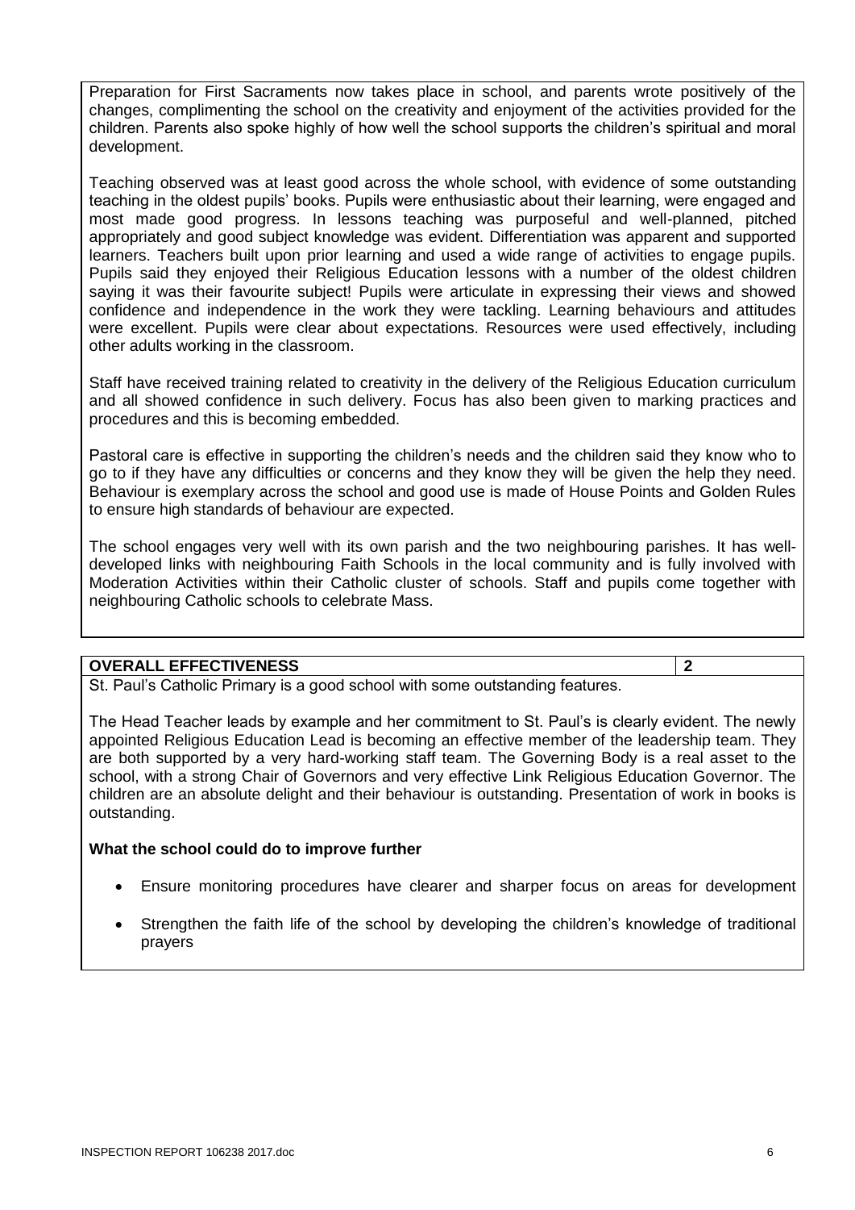Preparation for First Sacraments now takes place in school, and parents wrote positively of the changes, complimenting the school on the creativity and enjoyment of the activities provided for the children. Parents also spoke highly of how well the school supports the children's spiritual and moral development.

Teaching observed was at least good across the whole school, with evidence of some outstanding teaching in the oldest pupils' books. Pupils were enthusiastic about their learning, were engaged and most made good progress. In lessons teaching was purposeful and well-planned, pitched appropriately and good subject knowledge was evident. Differentiation was apparent and supported learners. Teachers built upon prior learning and used a wide range of activities to engage pupils. Pupils said they enjoyed their Religious Education lessons with a number of the oldest children saying it was their favourite subject! Pupils were articulate in expressing their views and showed confidence and independence in the work they were tackling. Learning behaviours and attitudes were excellent. Pupils were clear about expectations. Resources were used effectively, including other adults working in the classroom.

Staff have received training related to creativity in the delivery of the Religious Education curriculum and all showed confidence in such delivery. Focus has also been given to marking practices and procedures and this is becoming embedded.

Pastoral care is effective in supporting the children's needs and the children said they know who to go to if they have any difficulties or concerns and they know they will be given the help they need. Behaviour is exemplary across the school and good use is made of House Points and Golden Rules to ensure high standards of behaviour are expected.

The school engages very well with its own parish and the two neighbouring parishes. It has well-developed links with neighbouring Faith Schools in the local community and is fully involved with Moderation Activities within their Catholic cluster of schools. Staff and pupils come together with neighbouring Catholic schools to celebrate Mass.

| **OVERALL EFFECTIVENESS** | **2** |
| --- | --- |

St. Paul's Catholic Primary is a good school with some outstanding features.

The Head Teacher leads by example and her commitment to St. Paul's is clearly evident. The newly appointed Religious Education Lead is becoming an effective member of the leadership team. They are both supported by a very hard-working staff team. The Governing Body is a real asset to the school, with a strong Chair of Governors and very effective Link Religious Education Governor. The children are an absolute delight and their behaviour is outstanding. Presentation of work in books is outstanding.

**What the school could do to improve further**

- Ensure monitoring procedures have clearer and sharper focus on areas for development
- Strengthen the faith life of the school by developing the children's knowledge of traditional prayers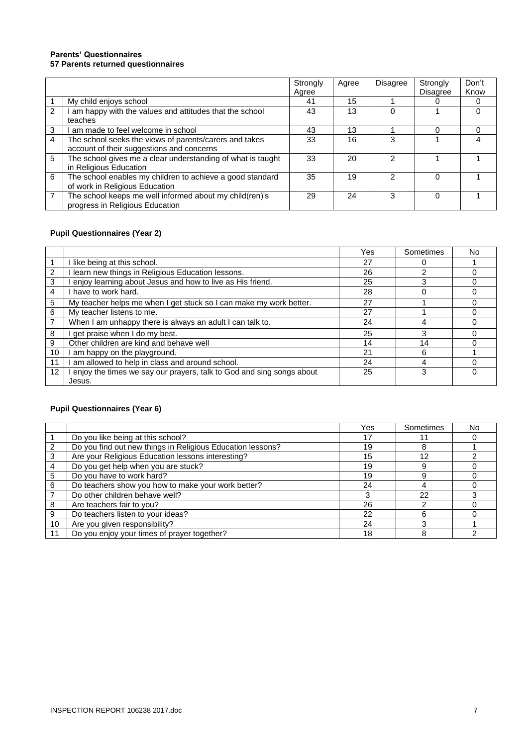**Parents' Questionnaires**
**57 Parents returned questionnaires**

| | | Strongly Agree | Agree | Disagree | Strongly Disagree | Don't Know |
|---|---|---|---|---|---|---|
| 1 | My child enjoys school | 41 | 15 | 1 | 0 | 0 |
| 2 | I am happy with the values and attitudes that the school teaches | 43 | 13 | 0 | 1 | 0 |
| 3 | I am made to feel welcome in school | 43 | 13 | 1 | 0 | 0 |
| 4 | The school seeks the views of parents/carers and takes account of their suggestions and concerns | 33 | 16 | 3 | 1 | 4 |
| 5 | The school gives me a clear understanding of what is taught in Religious Education | 33 | 20 | 2 | 1 | 1 |
| 6 | The school enables my children to achieve a good standard of work in Religious Education | 35 | 19 | 2 | 0 | 1 |
| 7 | The school keeps me well informed about my child(ren)'s progress in Religious Education | 29 | 24 | 3 | 0 | 1 |

**Pupil Questionnaires (Year 2)**

| | | Yes | Sometimes | No |
|---|---|---|---|---|
| 1 | I like being at this school. | 27 | 0 | 1 |
| 2 | I learn new things in Religious Education lessons. | 26 | 2 | 0 |
| 3 | I enjoy learning about Jesus and how to live as His friend. | 25 | 3 | 0 |
| 4 | I have to work hard. | 28 | 0 | 0 |
| 5 | My teacher helps me when I get stuck so I can make my work better. | 27 | 1 | 0 |
| 6 | My teacher listens to me. | 27 | 1 | 0 |
| 7 | When I am unhappy there is always an adult I can talk to. | 24 | 4 | 0 |
| 8 | I get praise when I do my best. | 25 | 3 | 0 |
| 9 | Other children are kind and behave well | 14 | 14 | 0 |
| 10 | I am happy on the playground. | 21 | 6 | 1 |
| 11 | I am allowed to help in class and around school. | 24 | 4 | 0 |
| 12 | I enjoy the times we say our prayers, talk to God and sing songs about Jesus. | 25 | 3 | 0 |

**Pupil Questionnaires (Year 6)**

| | | Yes | Sometimes | No |
|---|---|---|---|---|
| 1 | Do you like being at this school? | 17 | 11 | 0 |
| 2 | Do you find out new things in Religious Education lessons? | 19 | 8 | 1 |
| 3 | Are your Religious Education lessons interesting? | 15 | 12 | 2 |
| 4 | Do you get help when you are stuck? | 19 | 9 | 0 |
| 5 | Do you have to work hard? | 19 | 9 | 0 |
| 6 | Do teachers show you how to make your work better? | 24 | 4 | 0 |
| 7 | Do other children behave well? | 3 | 22 | 3 |
| 8 | Are teachers fair to you? | 26 | 2 | 0 |
| 9 | Do teachers listen to your ideas? | 22 | 6 | 0 |
| 10 | Are you given responsibility? | 24 | 3 | 1 |
| 11 | Do you enjoy your times of prayer together? | 18 | 8 | 2 |